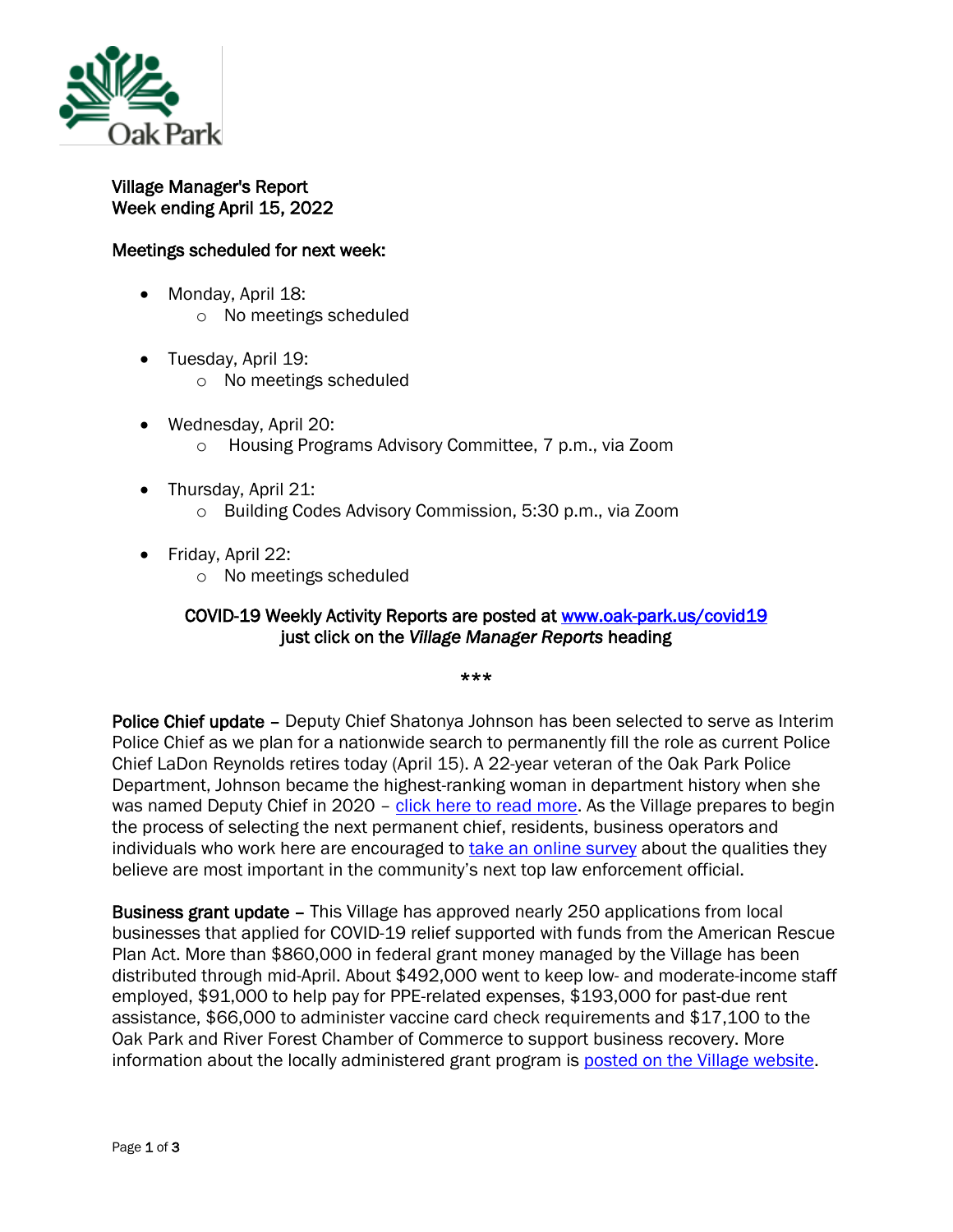# Village Manager's Report
## Week ending April 15, 2022

**Meetings scheduled for next week:**

- Monday, April 18:
  - No meetings scheduled
- Tuesday, April 19:
  - No meetings scheduled
- Wednesday, April 20:
  - Housing Programs Advisory Committee, 7 p.m., via Zoom
- Thursday, April 21:
  - Building Codes Advisory Commission, 5:30 p.m., via Zoom
- Friday, April 22:
  - No meetings scheduled

**COVID-19 Weekly Activity Reports are posted at [www.oak-park.us/covid19](www.oak-park.us/covid19) just click on the *Village Manager Reports* heading**

***

**Police Chief update** – Deputy Chief Shatonya Johnson has been selected to serve as Interim Police Chief as we plan for a nationwide search to permanently fill the role as current Police Chief LaDon Reynolds retires today (April 15). A 22-year veteran of the Oak Park Police Department, Johnson became the highest-ranking woman in department history when she was named Deputy Chief in 2020 – click here to read more. As the Village prepares to begin the process of selecting the next permanent chief, residents, business operators and individuals who work here are encouraged to take an online survey about the qualities they believe are most important in the community's next top law enforcement official.

**Business grant update** – This Village has approved nearly 250 applications from local businesses that applied for COVID-19 relief supported with funds from the American Rescue Plan Act. More than $860,000 in federal grant money managed by the Village has been distributed through mid-April. About $492,000 went to keep low- and moderate-income staff employed, $91,000 to help pay for PPE-related expenses, $193,000 for past-due rent assistance, $66,000 to administer vaccine card check requirements and $17,100 to the Oak Park and River Forest Chamber of Commerce to support business recovery. More information about the locally administered grant program is posted on the Village website.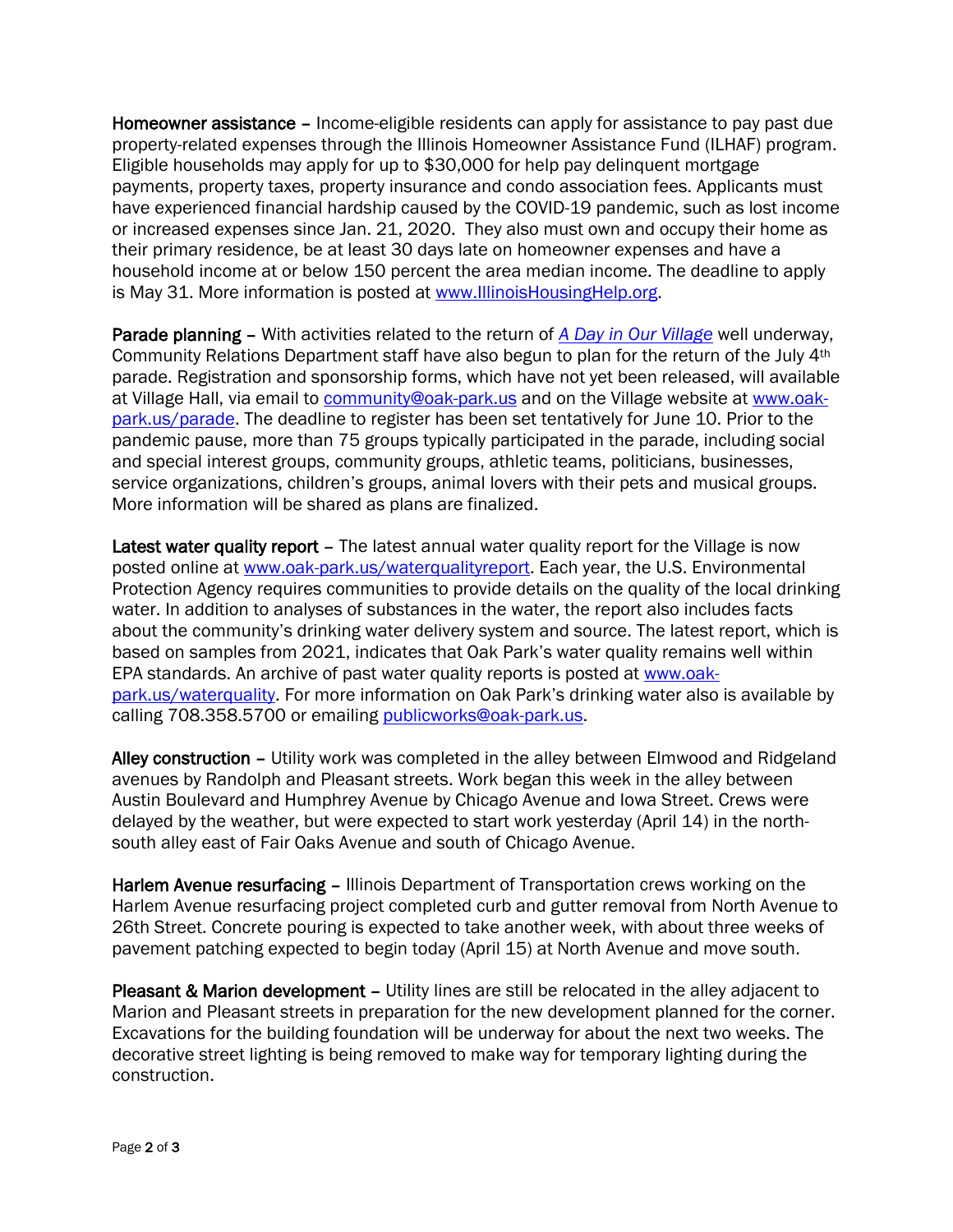**Homeowner assistance** – Income-eligible residents can apply for assistance to pay past due property-related expenses through the Illinois Homeowner Assistance Fund (ILHAF) program. Eligible households may apply for up to $30,000 for help pay delinquent mortgage payments, property taxes, property insurance and condo association fees. Applicants must have experienced financial hardship caused by the COVID-19 pandemic, such as lost income or increased expenses since Jan. 21, 2020. They also must own and occupy their home as their primary residence, be at least 30 days late on homeowner expenses and have a household income at or below 150 percent the area median income. The deadline to apply is May 31. More information is posted at [www.IllinoisHousingHelp.org](http://www.IllinoisHousingHelp.org).

**Parade planning** – With activities related to the return of [*A Day in Our Village*](#) well underway, Community Relations Department staff have also begun to plan for the return of the July 4th parade. Registration and sponsorship forms, which have not yet been released, will available at Village Hall, via email to [community@oak-park.us](mailto:community@oak-park.us) and on the Village website at [www.oak-park.us/parade](http://www.oak-park.us/parade). The deadline to register has been set tentatively for June 10. Prior to the pandemic pause, more than 75 groups typically participated in the parade, including social and special interest groups, community groups, athletic teams, politicians, businesses, service organizations, children's groups, animal lovers with their pets and musical groups. More information will be shared as plans are finalized.

**Latest water quality report** – The latest annual water quality report for the Village is now posted online at [www.oak-park.us/waterqualityreport](http://www.oak-park.us/waterqualityreport). Each year, the U.S. Environmental Protection Agency requires communities to provide details on the quality of the local drinking water. In addition to analyses of substances in the water, the report also includes facts about the community's drinking water delivery system and source. The latest report, which is based on samples from 2021, indicates that Oak Park's water quality remains well within EPA standards. An archive of past water quality reports is posted at [www.oak-park.us/waterquality](http://www.oak-park.us/waterquality). For more information on Oak Park's drinking water also is available by calling 708.358.5700 or emailing [publicworks@oak-park.us](mailto:publicworks@oak-park.us).

**Alley construction** – Utility work was completed in the alley between Elmwood and Ridgeland avenues by Randolph and Pleasant streets. Work began this week in the alley between Austin Boulevard and Humphrey Avenue by Chicago Avenue and Iowa Street. Crews were delayed by the weather, but were expected to start work yesterday (April 14) in the north-south alley east of Fair Oaks Avenue and south of Chicago Avenue.

**Harlem Avenue resurfacing** – Illinois Department of Transportation crews working on the Harlem Avenue resurfacing project completed curb and gutter removal from North Avenue to 26th Street. Concrete pouring is expected to take another week, with about three weeks of pavement patching expected to begin today (April 15) at North Avenue and move south.

**Pleasant & Marion development** – Utility lines are still be relocated in the alley adjacent to Marion and Pleasant streets in preparation for the new development planned for the corner. Excavations for the building foundation will be underway for about the next two weeks. The decorative street lighting is being removed to make way for temporary lighting during the construction.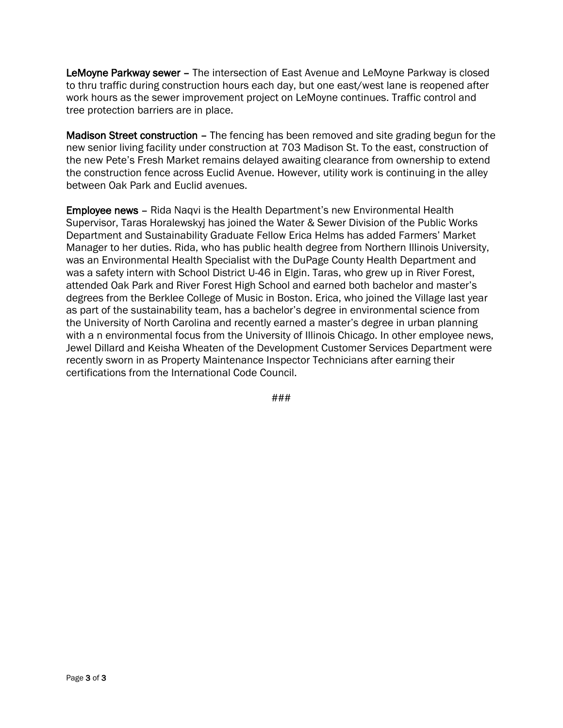**LeMoyne Parkway sewer** – The intersection of East Avenue and LeMoyne Parkway is closed to thru traffic during construction hours each day, but one east/west lane is reopened after work hours as the sewer improvement project on LeMoyne continues. Traffic control and tree protection barriers are in place.

**Madison Street construction** – The fencing has been removed and site grading begun for the new senior living facility under construction at 703 Madison St. To the east, construction of the new Pete's Fresh Market remains delayed awaiting clearance from ownership to extend the construction fence across Euclid Avenue. However, utility work is continuing in the alley between Oak Park and Euclid avenues.

**Employee news** – Rida Naqvi is the Health Department's new Environmental Health Supervisor, Taras Horalewskyj has joined the Water & Sewer Division of the Public Works Department and Sustainability Graduate Fellow Erica Helms has added Farmers' Market Manager to her duties. Rida, who has public health degree from Northern Illinois University, was an Environmental Health Specialist with the DuPage County Health Department and was a safety intern with School District U-46 in Elgin. Taras, who grew up in River Forest, attended Oak Park and River Forest High School and earned both bachelor and master's degrees from the Berklee College of Music in Boston. Erica, who joined the Village last year as part of the sustainability team, has a bachelor's degree in environmental science from the University of North Carolina and recently earned a master's degree in urban planning with a n environmental focus from the University of Illinois Chicago. In other employee news, Jewel Dillard and Keisha Wheaten of the Development Customer Services Department were recently sworn in as Property Maintenance Inspector Technicians after earning their certifications from the International Code Council.

###